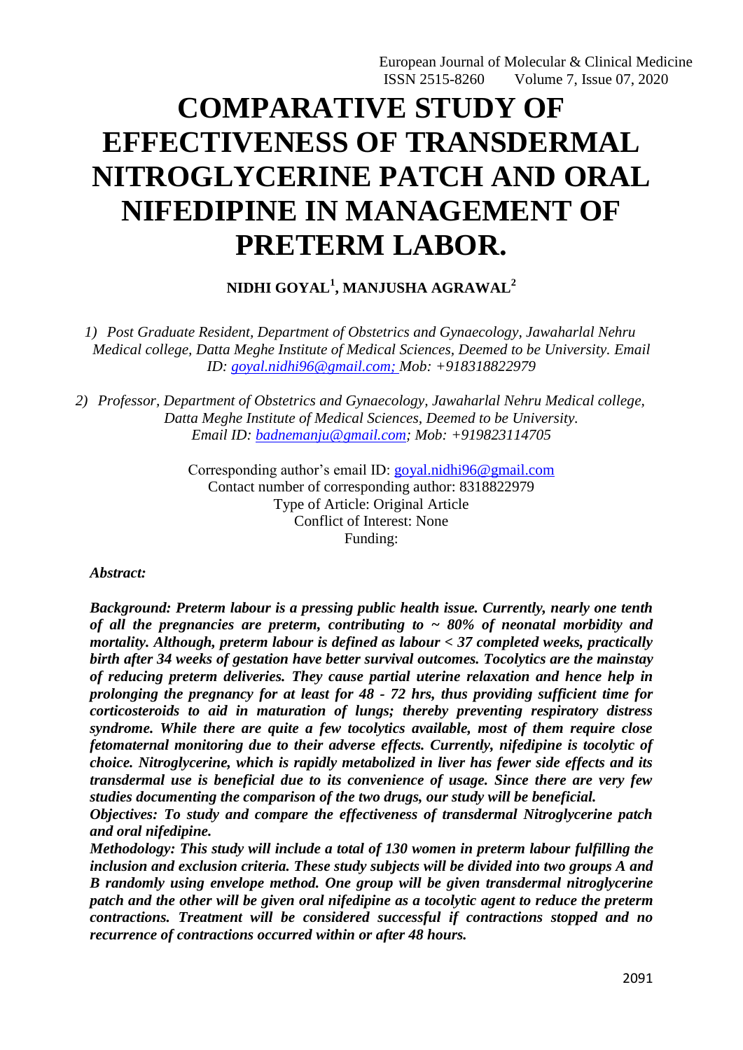# COMPARATIVE STUDY OF EFFECTIVENESS OF TRANSDERMAL NITROGLYCERINE PATCH AND ORAL NIFEDIPINE IN MANAGEMENT OF PRETERM LABOR.

**NIDHI GOYAL[1], MANJUSHA AGRAWAL[2]**

*1) Post Graduate Resident, Department of Obstetrics and Gynaecology, Jawaharlal Nehru Medical college, Datta Meghe Institute of Medical Sciences, Deemed to be University. Email ID: goyal.nidhi96@gmail.com; Mob: +918318822979*

*2) Professor, Department of Obstetrics and Gynaecology, Jawaharlal Nehru Medical college, Datta Meghe Institute of Medical Sciences, Deemed to be University. Email ID: badnemanju@gmail.com; Mob: +919823114705*

Corresponding author's email ID: goyal.nidhi96@gmail.com
Contact number of corresponding author: 8318822979
Type of Article: Original Article
Conflict of Interest: None
Funding:

***Abstract:***

***Background: Preterm labour is a pressing public health issue. Currently, nearly one tenth of all the pregnancies are preterm, contributing to ~ 80% of neonatal morbidity and mortality. Although, preterm labour is defined as labour < 37 completed weeks, practically birth after 34 weeks of gestation have better survival outcomes. Tocolytics are the mainstay of reducing preterm deliveries. They cause partial uterine relaxation and hence help in prolonging the pregnancy for at least for 48 - 72 hrs, thus providing sufficient time for corticosteroids to aid in maturation of lungs; thereby preventing respiratory distress syndrome. While there are quite a few tocolytics available, most of them require close fetomaternal monitoring due to their adverse effects. Currently, nifedipine is tocolytic of choice. Nitroglycerine, which is rapidly metabolized in liver has fewer side effects and its transdermal use is beneficial due to its convenience of usage. Since there are very few studies documenting the comparison of the two drugs, our study will be beneficial.***

***Objectives: To study and compare the effectiveness of transdermal Nitroglycerine patch and oral nifedipine.***

***Methodology: This study will include a total of 130 women in preterm labour fulfilling the inclusion and exclusion criteria. These study subjects will be divided into two groups A and B randomly using envelope method. One group will be given transdermal nitroglycerine patch and the other will be given oral nifedipine as a tocolytic agent to reduce the preterm contractions. Treatment will be considered successful if contractions stopped and no recurrence of contractions occurred within or after 48 hours.***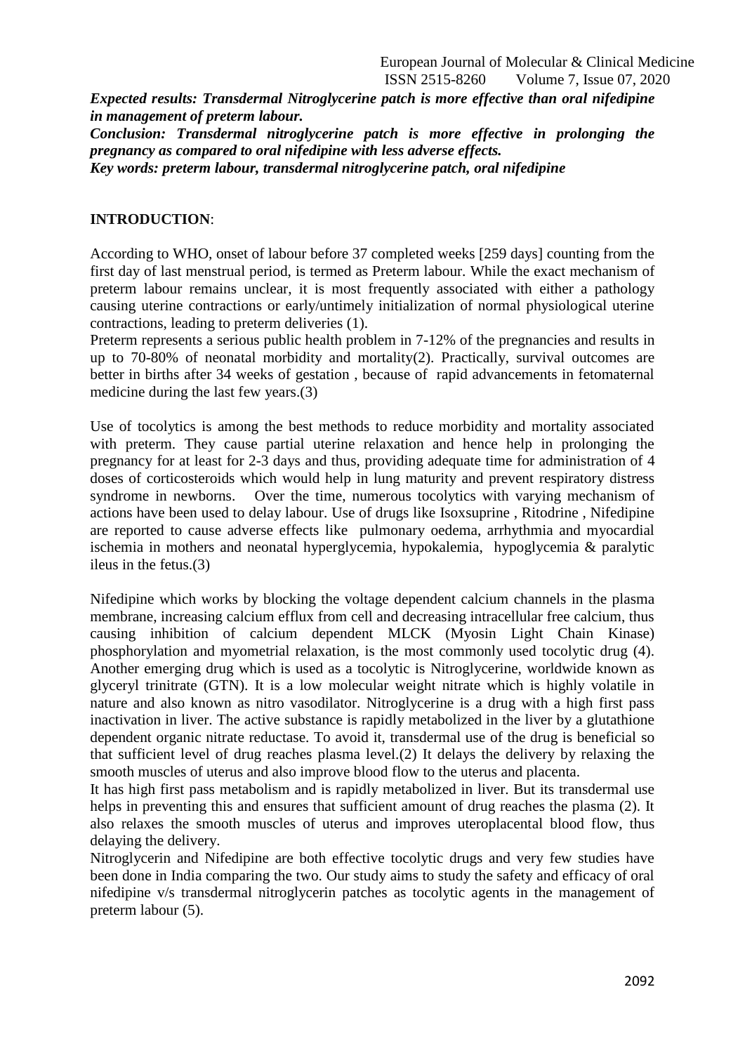***Expected results: Transdermal Nitroglycerine patch is more effective than oral nifedipine in management of preterm labour.***

***Conclusion: Transdermal nitroglycerine patch is more effective in prolonging the pregnancy as compared to oral nifedipine with less adverse effects.***

***Key words: preterm labour, transdermal nitroglycerine patch, oral nifedipine***

## INTRODUCTION:

According to WHO, onset of labour before 37 completed weeks [259 days] counting from the first day of last menstrual period, is termed as Preterm labour. While the exact mechanism of preterm labour remains unclear, it is most frequently associated with either a pathology causing uterine contractions or early/untimely initialization of normal physiological uterine contractions, leading to preterm deliveries (1).

Preterm represents a serious public health problem in 7-12% of the pregnancies and results in up to 70-80% of neonatal morbidity and mortality(2). Practically, survival outcomes are better in births after 34 weeks of gestation , because of rapid advancements in fetomaternal medicine during the last few years.(3)

Use of tocolytics is among the best methods to reduce morbidity and mortality associated with preterm. They cause partial uterine relaxation and hence help in prolonging the pregnancy for at least for 2-3 days and thus, providing adequate time for administration of 4 doses of corticosteroids which would help in lung maturity and prevent respiratory distress syndrome in newborns. Over the time, numerous tocolytics with varying mechanism of actions have been used to delay labour. Use of drugs like Isoxsuprine , Ritodrine , Nifedipine are reported to cause adverse effects like pulmonary oedema, arrhythmia and myocardial ischemia in mothers and neonatal hyperglycemia, hypokalemia, hypoglycemia & paralytic ileus in the fetus.(3)

Nifedipine which works by blocking the voltage dependent calcium channels in the plasma membrane, increasing calcium efflux from cell and decreasing intracellular free calcium, thus causing inhibition of calcium dependent MLCK (Myosin Light Chain Kinase) phosphorylation and myometrial relaxation, is the most commonly used tocolytic drug (4). Another emerging drug which is used as a tocolytic is Nitroglycerine, worldwide known as glyceryl trinitrate (GTN). It is a low molecular weight nitrate which is highly volatile in nature and also known as nitro vasodilator. Nitroglycerine is a drug with a high first pass inactivation in liver. The active substance is rapidly metabolized in the liver by a glutathione dependent organic nitrate reductase. To avoid it, transdermal use of the drug is beneficial so that sufficient level of drug reaches plasma level.(2) It delays the delivery by relaxing the smooth muscles of uterus and also improve blood flow to the uterus and placenta.

It has high first pass metabolism and is rapidly metabolized in liver. But its transdermal use helps in preventing this and ensures that sufficient amount of drug reaches the plasma (2). It also relaxes the smooth muscles of uterus and improves uteroplacental blood flow, thus delaying the delivery.

Nitroglycerin and Nifedipine are both effective tocolytic drugs and very few studies have been done in India comparing the two. Our study aims to study the safety and efficacy of oral nifedipine v/s transdermal nitroglycerin patches as tocolytic agents in the management of preterm labour (5).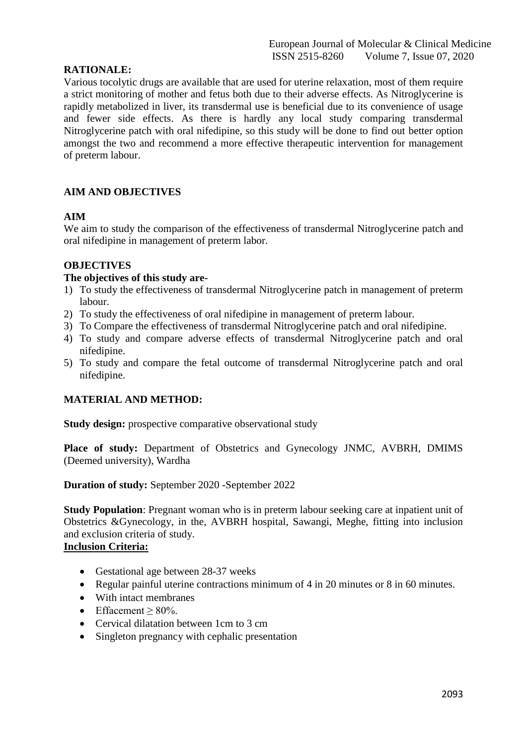**RATIONALE:**

Various tocolytic drugs are available that are used for uterine relaxation, most of them require a strict monitoring of mother and fetus both due to their adverse effects. As Nitroglycerine is rapidly metabolized in liver, its transdermal use is beneficial due to its convenience of usage and fewer side effects. As there is hardly any local study comparing transdermal Nitroglycerine patch with oral nifedipine, so this study will be done to find out better option amongst the two and recommend a more effective therapeutic intervention for management of preterm labour.

## AIM AND OBJECTIVES

### AIM

We aim to study the comparison of the effectiveness of transdermal Nitroglycerine patch and oral nifedipine in management of preterm labor.

### OBJECTIVES

**The objectives of this study are-**

1) To study the effectiveness of transdermal Nitroglycerine patch in management of preterm labour.
2) To study the effectiveness of oral nifedipine in management of preterm labour.
3) To Compare the effectiveness of transdermal Nitroglycerine patch and oral nifedipine.
4) To study and compare adverse effects of transdermal Nitroglycerine patch and oral nifedipine.
5) To study and compare the fetal outcome of transdermal Nitroglycerine patch and oral nifedipine.

## MATERIAL AND METHOD:

**Study design:** prospective comparative observational study

**Place of study:** Department of Obstetrics and Gynecology JNMC, AVBRH, DMIMS (Deemed university), Wardha

**Duration of study:** September 2020 -September 2022

**Study Population**: Pregnant woman who is in preterm labour seeking care at inpatient unit of Obstetrics &Gynecology, in the, AVBRH hospital, Sawangi, Meghe, fitting into inclusion and exclusion criteria of study.

**Inclusion Criteria:**

- Gestational age between 28-37 weeks
- Regular painful uterine contractions minimum of 4 in 20 minutes or 8 in 60 minutes.
- With intact membranes
- Effacement $\geq$ 80%.
- Cervical dilatation between 1cm to 3 cm
- Singleton pregnancy with cephalic presentation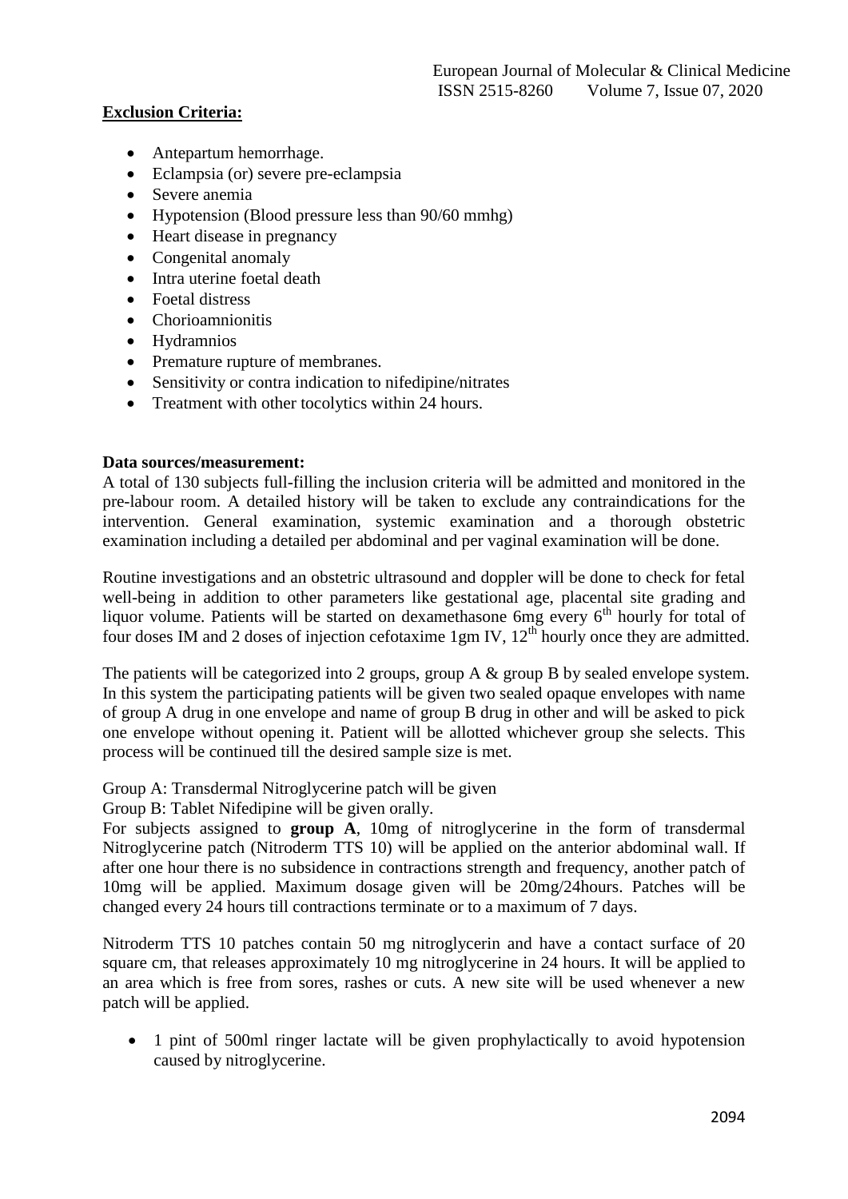**Exclusion Criteria:**

- Antepartum hemorrhage.
- Eclampsia (or) severe pre-eclampsia
- Severe anemia
- Hypotension (Blood pressure less than 90/60 mmhg)
- Heart disease in pregnancy
- Congenital anomaly
- Intra uterine foetal death
- Foetal distress
- Chorioamnionitis
- Hydramnios
- Premature rupture of membranes.
- Sensitivity or contra indication to nifedipine/nitrates
- Treatment with other tocolytics within 24 hours.

**Data sources/measurement:**

A total of 130 subjects full-filling the inclusion criteria will be admitted and monitored in the pre-labour room. A detailed history will be taken to exclude any contraindications for the intervention. General examination, systemic examination and a thorough obstetric examination including a detailed per abdominal and per vaginal examination will be done.

Routine investigations and an obstetric ultrasound and doppler will be done to check for fetal well-being in addition to other parameters like gestational age, placental site grading and liquor volume. Patients will be started on dexamethasone 6mg every 6$^{th}$ hourly for total of four doses IM and 2 doses of injection cefotaxime 1gm IV, 12$^{th}$ hourly once they are admitted.

The patients will be categorized into 2 groups, group A & group B by sealed envelope system. In this system the participating patients will be given two sealed opaque envelopes with name of group A drug in one envelope and name of group B drug in other and will be asked to pick one envelope without opening it. Patient will be allotted whichever group she selects. This process will be continued till the desired sample size is met.

Group A: Transdermal Nitroglycerine patch will be given

Group B: Tablet Nifedipine will be given orally.

For subjects assigned to **group A**, 10mg of nitroglycerine in the form of transdermal Nitroglycerine patch (Nitroderm TTS 10) will be applied on the anterior abdominal wall. If after one hour there is no subsidence in contractions strength and frequency, another patch of 10mg will be applied. Maximum dosage given will be 20mg/24hours. Patches will be changed every 24 hours till contractions terminate or to a maximum of 7 days.

Nitroderm TTS 10 patches contain 50 mg nitroglycerin and have a contact surface of 20 square cm, that releases approximately 10 mg nitroglycerin in 24 hours. It will be applied to an area which is free from sores, rashes or cuts. A new site will be used whenever a new patch will be applied.

- 1 pint of 500ml ringer lactate will be given prophylactically to avoid hypotension caused by nitroglycerine.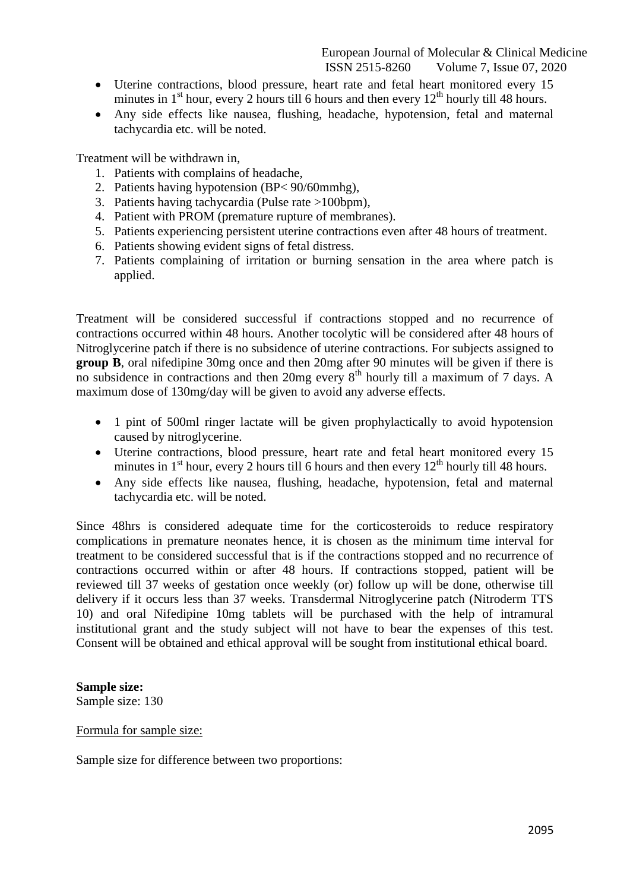- Uterine contractions, blood pressure, heart rate and fetal heart monitored every 15 minutes in 1st hour, every 2 hours till 6 hours and then every 12th hourly till 48 hours.
- Any side effects like nausea, flushing, headache, hypotension, fetal and maternal tachycardia etc. will be noted.

Treatment will be withdrawn in,

1. Patients with complains of headache,
2. Patients having hypotension (BP< 90/60mmhg),
3. Patients having tachycardia (Pulse rate >100bpm),
4. Patient with PROM (premature rupture of membranes).
5. Patients experiencing persistent uterine contractions even after 48 hours of treatment.
6. Patients showing evident signs of fetal distress.
7. Patients complaining of irritation or burning sensation in the area where patch is applied.

Treatment will be considered successful if contractions stopped and no recurrence of contractions occurred within 48 hours. Another tocolytic will be considered after 48 hours of Nitroglycerine patch if there is no subsidence of uterine contractions. For subjects assigned to **group B**, oral nifedipine 30mg once and then 20mg after 90 minutes will be given if there is no subsidence in contractions and then 20mg every 8th hourly till a maximum of 7 days. A maximum dose of 130mg/day will be given to avoid any adverse effects.

- 1 pint of 500ml ringer lactate will be given prophylactically to avoid hypotension caused by nitroglycerine.
- Uterine contractions, blood pressure, heart rate and fetal heart monitored every 15 minutes in 1st hour, every 2 hours till 6 hours and then every 12th hourly till 48 hours.
- Any side effects like nausea, flushing, headache, hypotension, fetal and maternal tachycardia etc. will be noted.

Since 48hrs is considered adequate time for the corticosteroids to reduce respiratory complications in premature neonates hence, it is chosen as the minimum time interval for treatment to be considered successful that is if the contractions stopped and no recurrence of contractions occurred within or after 48 hours. If contractions stopped, patient will be reviewed till 37 weeks of gestation once weekly (or) follow up will be done, otherwise till delivery if it occurs less than 37 weeks. Transdermal Nitroglycerine patch (Nitroderm TTS 10) and oral Nifedipine 10mg tablets will be purchased with the help of intramural institutional grant and the study subject will not have to bear the expenses of this test. Consent will be obtained and ethical approval will be sought from institutional ethical board.

**Sample size:**
Sample size: 130

Formula for sample size:

Sample size for difference between two proportions: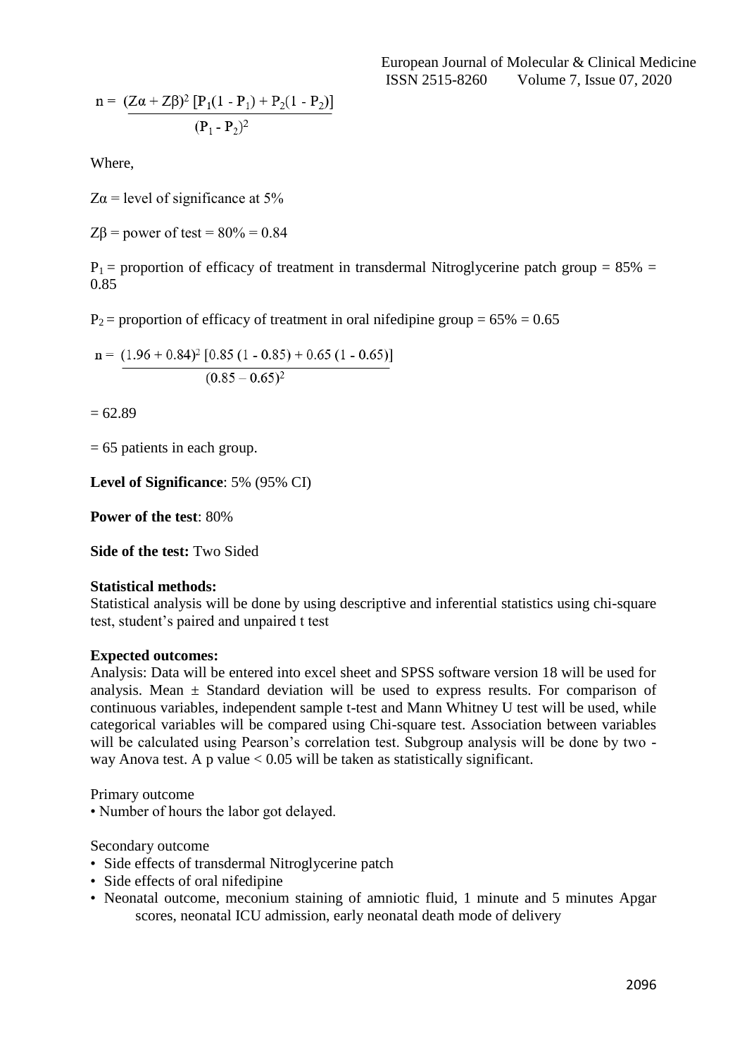$$n = \frac{(Z\alpha + Z\beta)^2 \, [P_1(1 - P_1) + P_2(1 - P_2)]}{(P_1 - P_2)^2}$$

Where,

$Z\alpha$ = level of significance at 5%

$Z\beta$ = power of test = 80% = 0.84

$P_1$ = proportion of efficacy of treatment in transdermal Nitroglycerine patch group = 85% = 0.85

$P_2$ = proportion of efficacy of treatment in oral nifedipine group = 65% = 0.65

$$n = \frac{(1.96 + 0.84)^2 \, [0.85\,(1 - 0.85) + 0.65\,(1 - 0.65)]}{(0.85 - 0.65)^2}$$

= 62.89

= 65 patients in each group.

**Level of Significance**: 5% (95% CI)

**Power of the test**: 80%

**Side of the test:** Two Sided

**Statistical methods:**
Statistical analysis will be done by using descriptive and inferential statistics using chi-square test, student's paired and unpaired t test

**Expected outcomes:**
Analysis: Data will be entered into excel sheet and SPSS software version 18 will be used for analysis. Mean ± Standard deviation will be used to express results. For comparison of continuous variables, independent sample t-test and Mann Whitney U test will be used, while categorical variables will be compared using Chi-square test. Association between variables will be calculated using Pearson's correlation test. Subgroup analysis will be done by two - way Anova test. A p value $< 0.05$ will be taken as statistically significant.

Primary outcome

- Number of hours the labor got delayed.

Secondary outcome

- Side effects of transdermal Nitroglycerine patch
- Side effects of oral nifedipine
- Neonatal outcome, meconium staining of amniotic fluid, 1 minute and 5 minutes Apgar scores, neonatal ICU admission, early neonatal death mode of delivery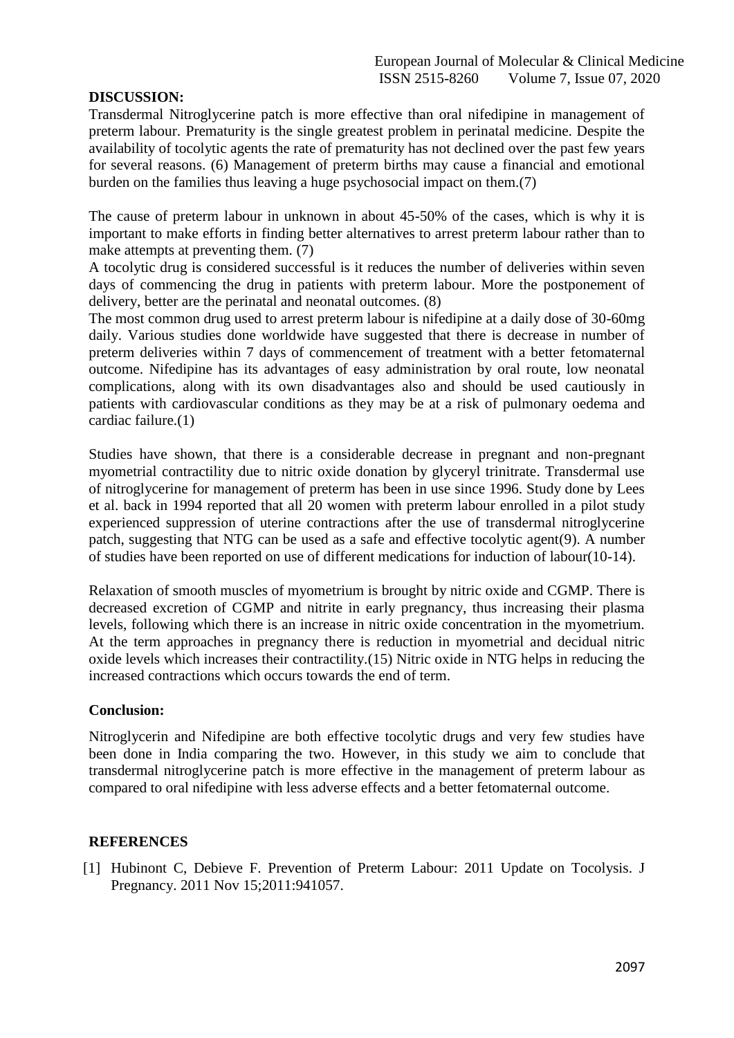## DISCUSSION:

Transdermal Nitroglycerine patch is more effective than oral nifedipine in management of preterm labour. Prematurity is the single greatest problem in perinatal medicine. Despite the availability of tocolytic agents the rate of prematurity has not declined over the past few years for several reasons. (6) Management of preterm births may cause a financial and emotional burden on the families thus leaving a huge psychosocial impact on them.(7)

The cause of preterm labour in unknown in about 45-50% of the cases, which is why it is important to make efforts in finding better alternatives to arrest preterm labour rather than to make attempts at preventing them. (7)

A tocolytic drug is considered successful is it reduces the number of deliveries within seven days of commencing the drug in patients with preterm labour. More the postponement of delivery, better are the perinatal and neonatal outcomes. (8)

The most common drug used to arrest preterm labour is nifedipine at a daily dose of 30-60mg daily. Various studies done worldwide have suggested that there is decrease in number of preterm deliveries within 7 days of commencement of treatment with a better fetomaternal outcome. Nifedipine has its advantages of easy administration by oral route, low neonatal complications, along with its own disadvantages also and should be used cautiously in patients with cardiovascular conditions as they may be at a risk of pulmonary oedema and cardiac failure.(1)

Studies have shown, that there is a considerable decrease in pregnant and non-pregnant myometrial contractility due to nitric oxide donation by glyceryl trinitrate. Transdermal use of nitroglycerine for management of preterm has been in use since 1996. Study done by Lees et al. back in 1994 reported that all 20 women with preterm labour enrolled in a pilot study experienced suppression of uterine contractions after the use of transdermal nitroglycerine patch, suggesting that NTG can be used as a safe and effective tocolytic agent(9). A number of studies have been reported on use of different medications for induction of labour(10-14).

Relaxation of smooth muscles of myometrium is brought by nitric oxide and CGMP. There is decreased excretion of CGMP and nitrite in early pregnancy, thus increasing their plasma levels, following which there is an increase in nitric oxide concentration in the myometrium. At the term approaches in pregnancy there is reduction in myometrial and decidual nitric oxide levels which increases their contractility.(15) Nitric oxide in NTG helps in reducing the increased contractions which occurs towards the end of term.

### Conclusion:

Nitroglycerin and Nifedipine are both effective tocolytic drugs and very few studies have been done in India comparing the two. However, in this study we aim to conclude that transdermal nitroglycerine patch is more effective in the management of preterm labour as compared to oral nifedipine with less adverse effects and a better fetomaternal outcome.

## REFERENCES

[1] Hubinont C, Debieve F. Prevention of Preterm Labour: 2011 Update on Tocolysis. J Pregnancy. 2011 Nov 15;2011:941057.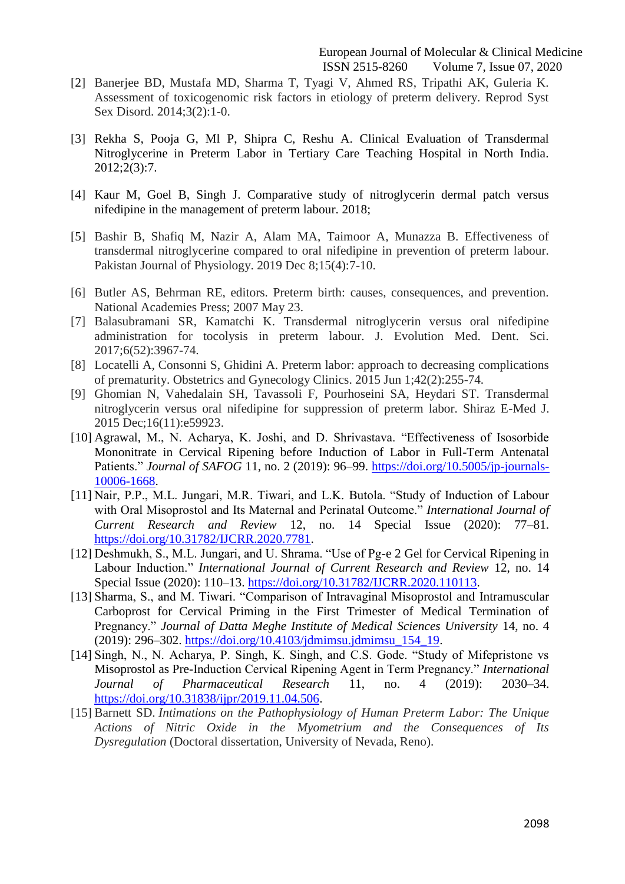[2] Banerjee BD, Mustafa MD, Sharma T, Tyagi V, Ahmed RS, Tripathi AK, Guleria K. Assessment of toxicogenomic risk factors in etiology of preterm delivery. Reprod Syst Sex Disord. 2014;3(2):1-0.

[3] Rekha S, Pooja G, Ml P, Shipra C, Reshu A. Clinical Evaluation of Transdermal Nitroglycerine in Preterm Labor in Tertiary Care Teaching Hospital in North India. 2012;2(3):7.

[4] Kaur M, Goel B, Singh J. Comparative study of nitroglycerin dermal patch versus nifedipine in the management of preterm labour. 2018;

[5] Bashir B, Shafiq M, Nazir A, Alam MA, Taimoor A, Munazza B. Effectiveness of transdermal nitroglycerine compared to oral nifedipine in prevention of preterm labour. Pakistan Journal of Physiology. 2019 Dec 8;15(4):7-10.

[6] Butler AS, Behrman RE, editors. Preterm birth: causes, consequences, and prevention. National Academies Press; 2007 May 23.

[7] Balasubramani SR, Kamatchi K. Transdermal nitroglycerin versus oral nifedipine administration for tocolysis in preterm labour. J. Evolution Med. Dent. Sci. 2017;6(52):3967-74.

[8] Locatelli A, Consonni S, Ghidini A. Preterm labor: approach to decreasing complications of prematurity. Obstetrics and Gynecology Clinics. 2015 Jun 1;42(2):255-74.

[9] Ghomian N, Vahedalain SH, Tavassoli F, Pourhoseini SA, Heydari ST. Transdermal nitroglycerin versus oral nifedipine for suppression of preterm labor. Shiraz E-Med J. 2015 Dec;16(11):e59923.

[10] Agrawal, M., N. Acharya, K. Joshi, and D. Shrivastava. "Effectiveness of Isosorbide Mononitrate in Cervical Ripening before Induction of Labor in Full-Term Antenatal Patients." *Journal of SAFOG* 11, no. 2 (2019): 96–99. https://doi.org/10.5005/jp-journals-10006-1668.

[11] Nair, P.P., M.L. Jungari, M.R. Tiwari, and L.K. Butola. "Study of Induction of Labour with Oral Misoprostol and Its Maternal and Perinatal Outcome." *International Journal of Current Research and Review* 12, no. 14 Special Issue (2020): 77–81. https://doi.org/10.31782/IJCRR.2020.7781.

[12] Deshmukh, S., M.L. Jungari, and U. Shrama. "Use of Pg-e 2 Gel for Cervical Ripening in Labour Induction." *International Journal of Current Research and Review* 12, no. 14 Special Issue (2020): 110–13. https://doi.org/10.31782/IJCRR.2020.110113.

[13] Sharma, S., and M. Tiwari. "Comparison of Intravaginal Misoprostol and Intramuscular Carboprost for Cervical Priming in the First Trimester of Medical Termination of Pregnancy." *Journal of Datta Meghe Institute of Medical Sciences University* 14, no. 4 (2019): 296–302. https://doi.org/10.4103/jdmimsu.jdmimsu_154_19.

[14] Singh, N., N. Acharya, P. Singh, K. Singh, and C.S. Gode. "Study of Mifepristone vs Misoprostol as Pre-Induction Cervical Ripening Agent in Term Pregnancy." *International Journal of Pharmaceutical Research* 11, no. 4 (2019): 2030–34. https://doi.org/10.31838/ijpr/2019.11.04.506.

[15] Barnett SD. *Intimations on the Pathophysiology of Human Preterm Labor: The Unique Actions of Nitric Oxide in the Myometrium and the Consequences of Its Dysregulation* (Doctoral dissertation, University of Nevada, Reno).